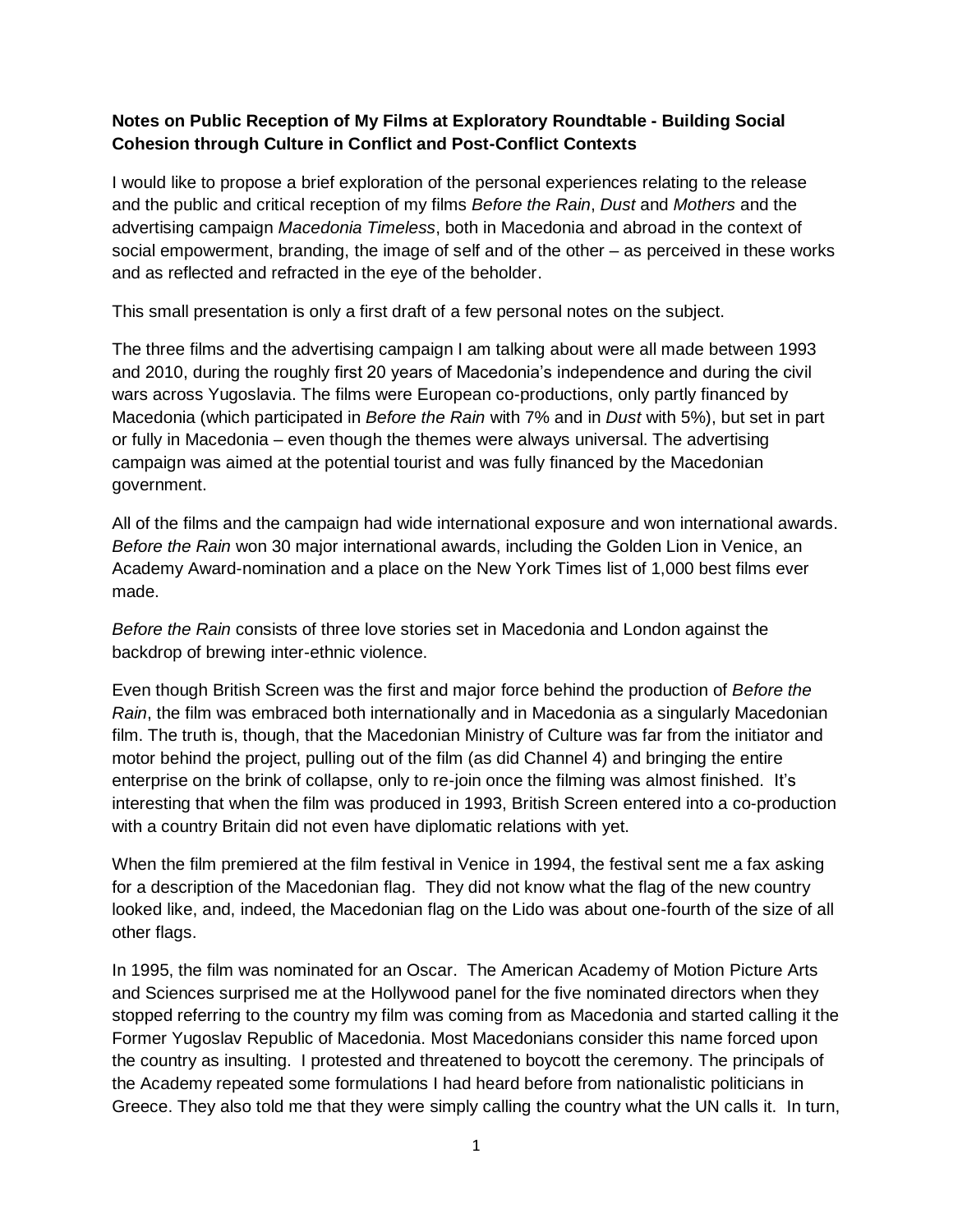**Notes on Public Reception of My Films at Exploratory Roundtable - Building Social Cohesion through Culture in Conflict and Post-Conflict Contexts**

I would like to propose a brief exploration of the personal experiences relating to the release and the public and critical reception of my films *Before the Rain*, *Dust* and *Mothers* and the advertising campaign *Macedonia Timeless*, both in Macedonia and abroad in the context of social empowerment, branding, the image of self and of the other – as perceived in these works and as reflected and refracted in the eye of the beholder.

This small presentation is only a first draft of a few personal notes on the subject.

The three films and the advertising campaign I am talking about were all made between 1993 and 2010, during the roughly first 20 years of Macedonia's independence and during the civil wars across Yugoslavia. The films were European co-productions, only partly financed by Macedonia (which participated in *Before the Rain* with 7% and in *Dust* with 5%), but set in part or fully in Macedonia – even though the themes were always universal. The advertising campaign was aimed at the potential tourist and was fully financed by the Macedonian government.

All of the films and the campaign had wide international exposure and won international awards. *Before the Rain* won 30 major international awards, including the Golden Lion in Venice, an Academy Award-nomination and a place on the New York Times list of 1,000 best films ever made.

*Before the Rain* consists of three love stories set in Macedonia and London against the backdrop of brewing inter-ethnic violence.

Even though British Screen was the first and major force behind the production of *Before the Rain*, the film was embraced both internationally and in Macedonia as a singularly Macedonian film. The truth is, though, that the Macedonian Ministry of Culture was far from the initiator and motor behind the project, pulling out of the film (as did Channel 4) and bringing the entire enterprise on the brink of collapse, only to re-join once the filming was almost finished. It's interesting that when the film was produced in 1993, British Screen entered into a co-production with a country Britain did not even have diplomatic relations with yet.

When the film premiered at the film festival in Venice in 1994, the festival sent me a fax asking for a description of the Macedonian flag. They did not know what the flag of the new country looked like, and, indeed, the Macedonian flag on the Lido was about one-fourth of the size of all other flags.

In 1995, the film was nominated for an Oscar. The American Academy of Motion Picture Arts and Sciences surprised me at the Hollywood panel for the five nominated directors when they stopped referring to the country my film was coming from as Macedonia and started calling it the Former Yugoslav Republic of Macedonia. Most Macedonians consider this name forced upon the country as insulting. I protested and threatened to boycott the ceremony. The principals of the Academy repeated some formulations I had heard before from nationalistic politicians in Greece. They also told me that they were simply calling the country what the UN calls it. In turn,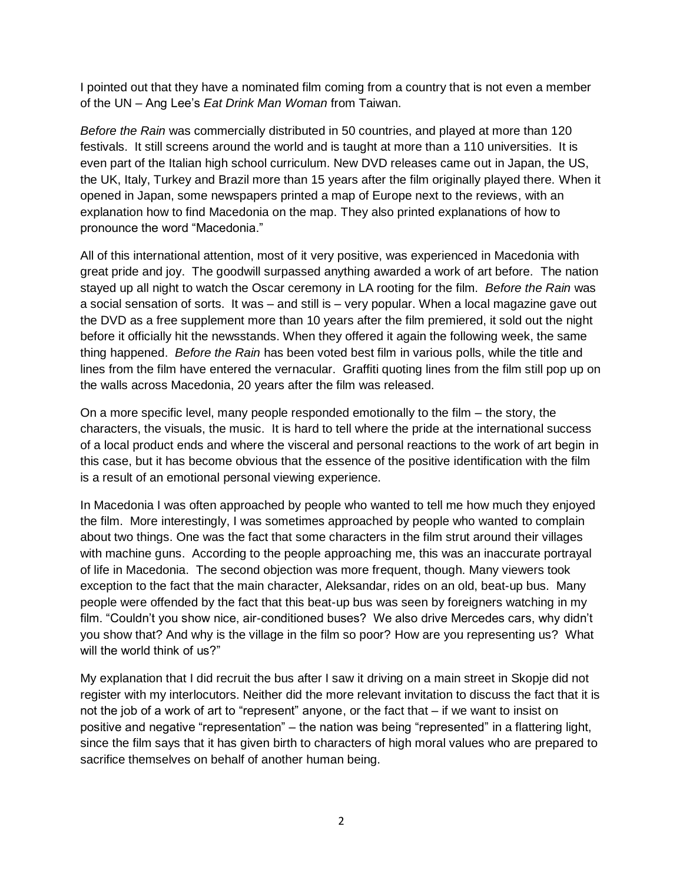I pointed out that they have a nominated film coming from a country that is not even a member of the UN – Ang Lee's *Eat Drink Man Woman* from Taiwan.

*Before the Rain* was commercially distributed in 50 countries, and played at more than 120 festivals. It still screens around the world and is taught at more than a 110 universities. It is even part of the Italian high school curriculum. New DVD releases came out in Japan, the US, the UK, Italy, Turkey and Brazil more than 15 years after the film originally played there. When it opened in Japan, some newspapers printed a map of Europe next to the reviews, with an explanation how to find Macedonia on the map. They also printed explanations of how to pronounce the word "Macedonia."

All of this international attention, most of it very positive, was experienced in Macedonia with great pride and joy. The goodwill surpassed anything awarded a work of art before. The nation stayed up all night to watch the Oscar ceremony in LA rooting for the film. *Before the Rain* was a social sensation of sorts. It was – and still is – very popular. When a local magazine gave out the DVD as a free supplement more than 10 years after the film premiered, it sold out the night before it officially hit the newsstands. When they offered it again the following week, the same thing happened. *Before the Rain* has been voted best film in various polls, while the title and lines from the film have entered the vernacular. Graffiti quoting lines from the film still pop up on the walls across Macedonia, 20 years after the film was released.

On a more specific level, many people responded emotionally to the film – the story, the characters, the visuals, the music. It is hard to tell where the pride at the international success of a local product ends and where the visceral and personal reactions to the work of art begin in this case, but it has become obvious that the essence of the positive identification with the film is a result of an emotional personal viewing experience.

In Macedonia I was often approached by people who wanted to tell me how much they enjoyed the film. More interestingly, I was sometimes approached by people who wanted to complain about two things. One was the fact that some characters in the film strut around their villages with machine guns. According to the people approaching me, this was an inaccurate portrayal of life in Macedonia. The second objection was more frequent, though. Many viewers took exception to the fact that the main character, Aleksandar, rides on an old, beat-up bus. Many people were offended by the fact that this beat-up bus was seen by foreigners watching in my film. "Couldn't you show nice, air-conditioned buses? We also drive Mercedes cars, why didn't you show that? And why is the village in the film so poor? How are you representing us? What will the world think of us?"

My explanation that I did recruit the bus after I saw it driving on a main street in Skopje did not register with my interlocutors. Neither did the more relevant invitation to discuss the fact that it is not the job of a work of art to "represent" anyone, or the fact that – if we want to insist on positive and negative "representation" – the nation was being "represented" in a flattering light, since the film says that it has given birth to characters of high moral values who are prepared to sacrifice themselves on behalf of another human being.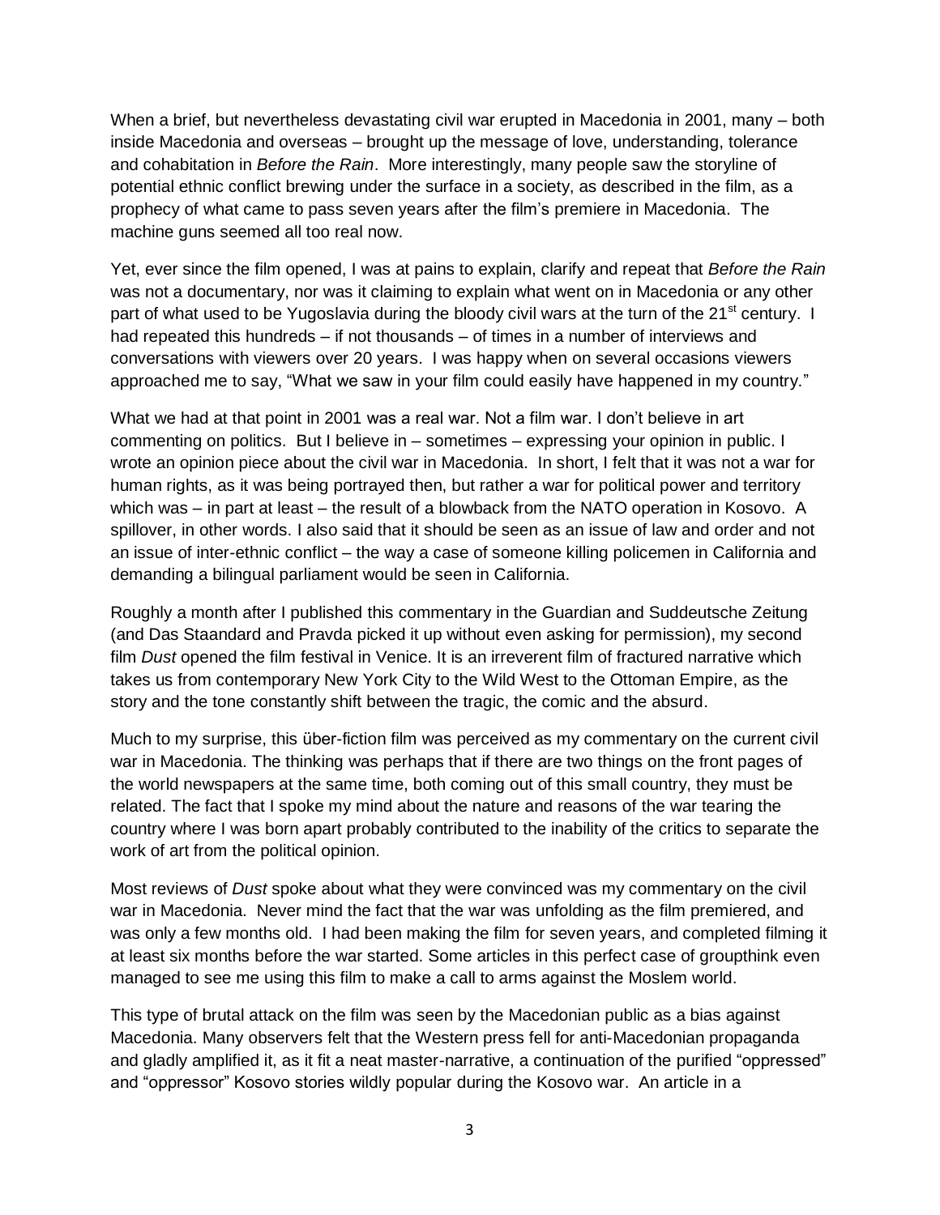When a brief, but nevertheless devastating civil war erupted in Macedonia in 2001, many – both inside Macedonia and overseas – brought up the message of love, understanding, tolerance and cohabitation in *Before the Rain*. More interestingly, many people saw the storyline of potential ethnic conflict brewing under the surface in a society, as described in the film, as a prophecy of what came to pass seven years after the film's premiere in Macedonia. The machine guns seemed all too real now.

Yet, ever since the film opened, I was at pains to explain, clarify and repeat that *Before the Rain* was not a documentary, nor was it claiming to explain what went on in Macedonia or any other part of what used to be Yugoslavia during the bloody civil wars at the turn of the 21st century. I had repeated this hundreds – if not thousands – of times in a number of interviews and conversations with viewers over 20 years. I was happy when on several occasions viewers approached me to say, "What we saw in your film could easily have happened in my country."

What we had at that point in 2001 was a real war. Not a film war. I don't believe in art commenting on politics. But I believe in – sometimes – expressing your opinion in public. I wrote an opinion piece about the civil war in Macedonia. In short, I felt that it was not a war for human rights, as it was being portrayed then, but rather a war for political power and territory which was – in part at least – the result of a blowback from the NATO operation in Kosovo. A spillover, in other words. I also said that it should be seen as an issue of law and order and not an issue of inter-ethnic conflict – the way a case of someone killing policemen in California and demanding a bilingual parliament would be seen in California.

Roughly a month after I published this commentary in the Guardian and Suddeutsche Zeitung (and Das Staandard and Pravda picked it up without even asking for permission), my second film *Dust* opened the film festival in Venice. It is an irreverent film of fractured narrative which takes us from contemporary New York City to the Wild West to the Ottoman Empire, as the story and the tone constantly shift between the tragic, the comic and the absurd.

Much to my surprise, this über-fiction film was perceived as my commentary on the current civil war in Macedonia. The thinking was perhaps that if there are two things on the front pages of the world newspapers at the same time, both coming out of this small country, they must be related. The fact that I spoke my mind about the nature and reasons of the war tearing the country where I was born apart probably contributed to the inability of the critics to separate the work of art from the political opinion.

Most reviews of *Dust* spoke about what they were convinced was my commentary on the civil war in Macedonia. Never mind the fact that the war was unfolding as the film premiered, and was only a few months old. I had been making the film for seven years, and completed filming it at least six months before the war started. Some articles in this perfect case of groupthink even managed to see me using this film to make a call to arms against the Moslem world.

This type of brutal attack on the film was seen by the Macedonian public as a bias against Macedonia. Many observers felt that the Western press fell for anti-Macedonian propaganda and gladly amplified it, as it fit a neat master-narrative, a continuation of the purified "oppressed" and "oppressor" Kosovo stories wildly popular during the Kosovo war. An article in a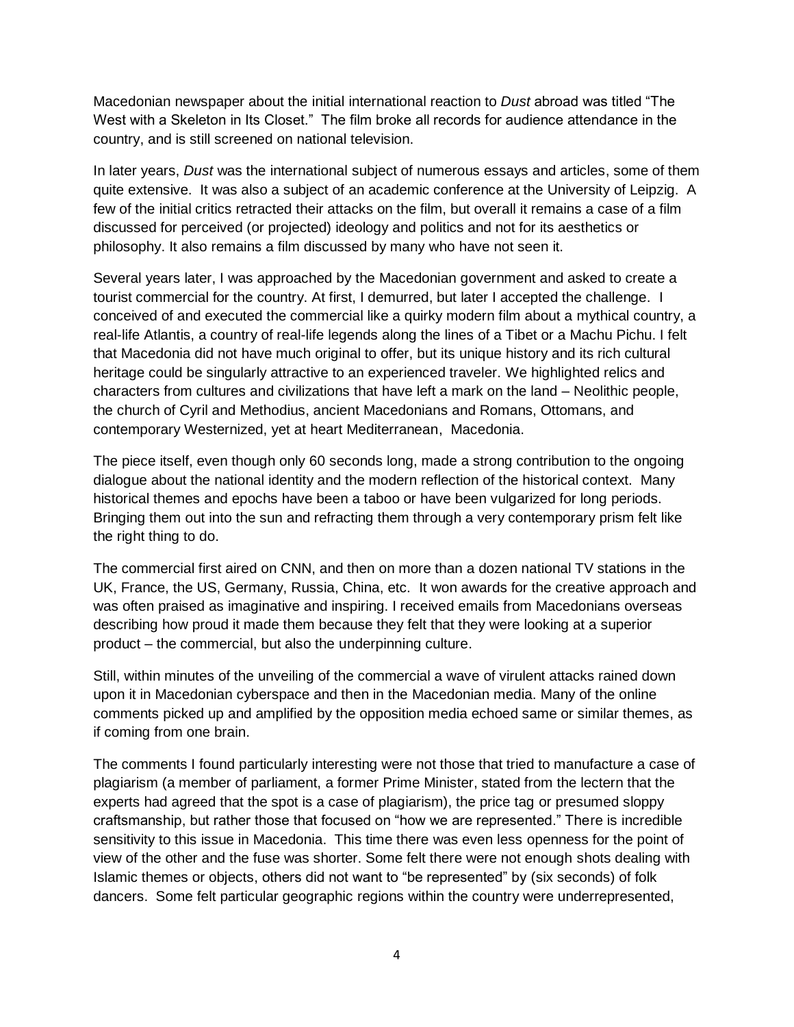Macedonian newspaper about the initial international reaction to *Dust* abroad was titled "The West with a Skeleton in Its Closet." The film broke all records for audience attendance in the country, and is still screened on national television.

In later years, *Dust* was the international subject of numerous essays and articles, some of them quite extensive. It was also a subject of an academic conference at the University of Leipzig. A few of the initial critics retracted their attacks on the film, but overall it remains a case of a film discussed for perceived (or projected) ideology and politics and not for its aesthetics or philosophy. It also remains a film discussed by many who have not seen it.

Several years later, I was approached by the Macedonian government and asked to create a tourist commercial for the country. At first, I demurred, but later I accepted the challenge. I conceived of and executed the commercial like a quirky modern film about a mythical country, a real-life Atlantis, a country of real-life legends along the lines of a Tibet or a Machu Pichu. I felt that Macedonia did not have much original to offer, but its unique history and its rich cultural heritage could be singularly attractive to an experienced traveler. We highlighted relics and characters from cultures and civilizations that have left a mark on the land – Neolithic people, the church of Cyril and Methodius, ancient Macedonians and Romans, Ottomans, and contemporary Westernized, yet at heart Mediterranean, Macedonia.

The piece itself, even though only 60 seconds long, made a strong contribution to the ongoing dialogue about the national identity and the modern reflection of the historical context. Many historical themes and epochs have been a taboo or have been vulgarized for long periods. Bringing them out into the sun and refracting them through a very contemporary prism felt like the right thing to do.

The commercial first aired on CNN, and then on more than a dozen national TV stations in the UK, France, the US, Germany, Russia, China, etc. It won awards for the creative approach and was often praised as imaginative and inspiring. I received emails from Macedonians overseas describing how proud it made them because they felt that they were looking at a superior product – the commercial, but also the underpinning culture.

Still, within minutes of the unveiling of the commercial a wave of virulent attacks rained down upon it in Macedonian cyberspace and then in the Macedonian media. Many of the online comments picked up and amplified by the opposition media echoed same or similar themes, as if coming from one brain.

The comments I found particularly interesting were not those that tried to manufacture a case of plagiarism (a member of parliament, a former Prime Minister, stated from the lectern that the experts had agreed that the spot is a case of plagiarism), the price tag or presumed sloppy craftsmanship, but rather those that focused on "how we are represented." There is incredible sensitivity to this issue in Macedonia. This time there was even less openness for the point of view of the other and the fuse was shorter. Some felt there were not enough shots dealing with Islamic themes or objects, others did not want to "be represented" by (six seconds) of folk dancers. Some felt particular geographic regions within the country were underrepresented,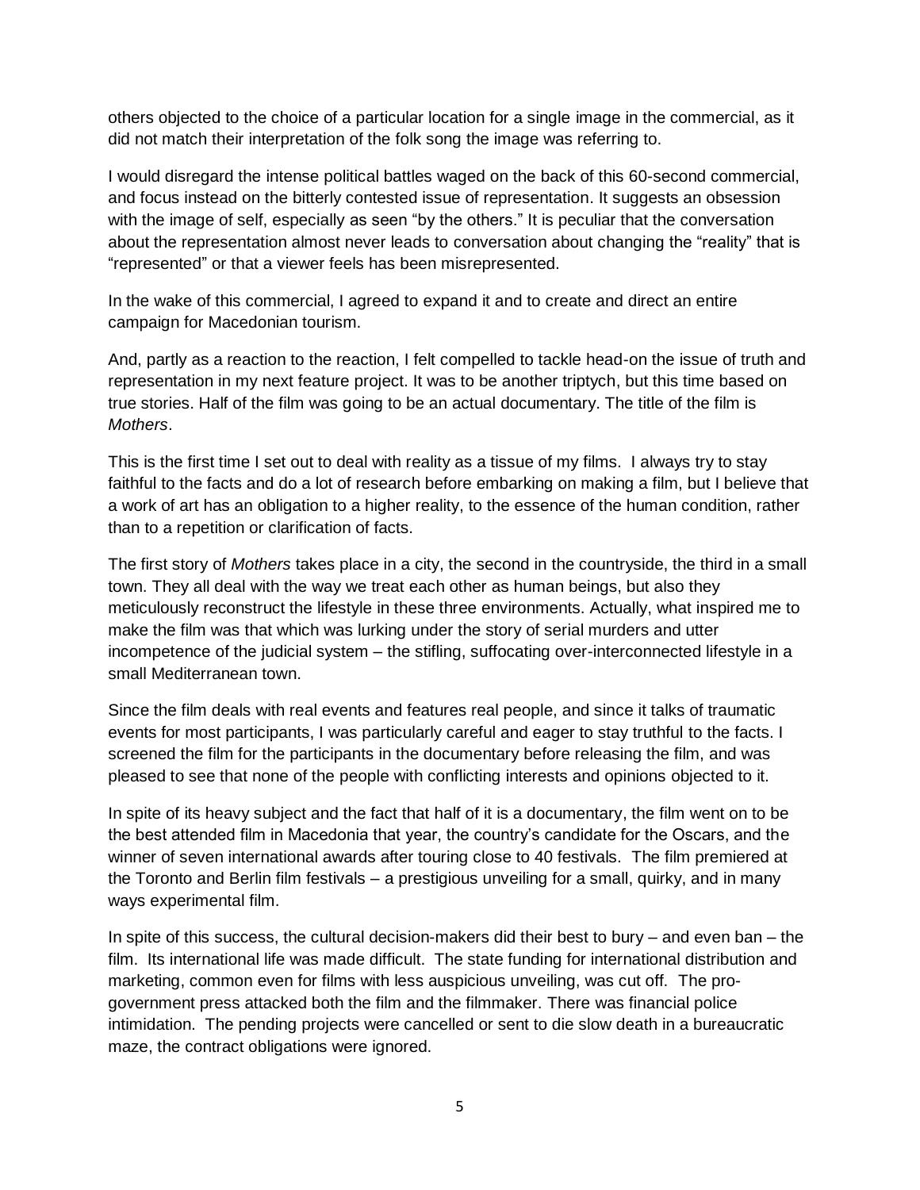others objected to the choice of a particular location for a single image in the commercial, as it did not match their interpretation of the folk song the image was referring to.

I would disregard the intense political battles waged on the back of this 60-second commercial, and focus instead on the bitterly contested issue of representation. It suggests an obsession with the image of self, especially as seen "by the others." It is peculiar that the conversation about the representation almost never leads to conversation about changing the "reality" that is "represented" or that a viewer feels has been misrepresented.

In the wake of this commercial, I agreed to expand it and to create and direct an entire campaign for Macedonian tourism.

And, partly as a reaction to the reaction, I felt compelled to tackle head-on the issue of truth and representation in my next feature project. It was to be another triptych, but this time based on true stories. Half of the film was going to be an actual documentary. The title of the film is *Mothers*.

This is the first time I set out to deal with reality as a tissue of my films. I always try to stay faithful to the facts and do a lot of research before embarking on making a film, but I believe that a work of art has an obligation to a higher reality, to the essence of the human condition, rather than to a repetition or clarification of facts.

The first story of *Mothers* takes place in a city, the second in the countryside, the third in a small town. They all deal with the way we treat each other as human beings, but also they meticulously reconstruct the lifestyle in these three environments. Actually, what inspired me to make the film was that which was lurking under the story of serial murders and utter incompetence of the judicial system – the stifling, suffocating over-interconnected lifestyle in a small Mediterranean town.

Since the film deals with real events and features real people, and since it talks of traumatic events for most participants, I was particularly careful and eager to stay truthful to the facts. I screened the film for the participants in the documentary before releasing the film, and was pleased to see that none of the people with conflicting interests and opinions objected to it.

In spite of its heavy subject and the fact that half of it is a documentary, the film went on to be the best attended film in Macedonia that year, the country's candidate for the Oscars, and the winner of seven international awards after touring close to 40 festivals. The film premiered at the Toronto and Berlin film festivals – a prestigious unveiling for a small, quirky, and in many ways experimental film.

In spite of this success, the cultural decision-makers did their best to bury – and even ban – the film. Its international life was made difficult. The state funding for international distribution and marketing, common even for films with less auspicious unveiling, was cut off. The pro-government press attacked both the film and the filmmaker. There was financial police intimidation. The pending projects were cancelled or sent to die slow death in a bureaucratic maze, the contract obligations were ignored.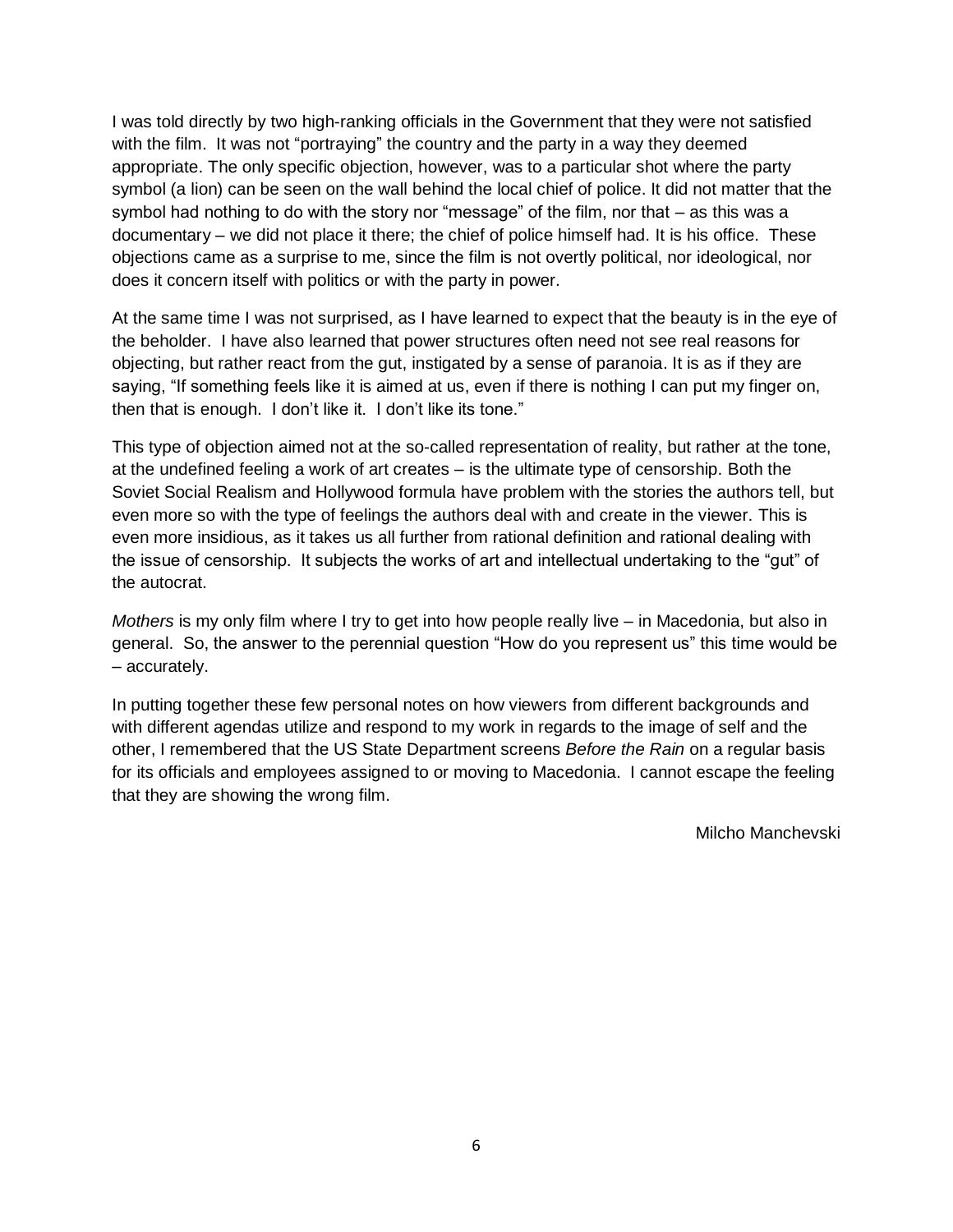I was told directly by two high-ranking officials in the Government that they were not satisfied with the film. It was not "portraying" the country and the party in a way they deemed appropriate. The only specific objection, however, was to a particular shot where the party symbol (a lion) can be seen on the wall behind the local chief of police. It did not matter that the symbol had nothing to do with the story nor "message" of the film, nor that – as this was a documentary – we did not place it there; the chief of police himself had. It is his office. These objections came as a surprise to me, since the film is not overtly political, nor ideological, nor does it concern itself with politics or with the party in power.

At the same time I was not surprised, as I have learned to expect that the beauty is in the eye of the beholder. I have also learned that power structures often need not see real reasons for objecting, but rather react from the gut, instigated by a sense of paranoia. It is as if they are saying, "If something feels like it is aimed at us, even if there is nothing I can put my finger on, then that is enough. I don't like it. I don't like its tone."

This type of objection aimed not at the so-called representation of reality, but rather at the tone, at the undefined feeling a work of art creates – is the ultimate type of censorship. Both the Soviet Social Realism and Hollywood formula have problem with the stories the authors tell, but even more so with the type of feelings the authors deal with and create in the viewer. This is even more insidious, as it takes us all further from rational definition and rational dealing with the issue of censorship. It subjects the works of art and intellectual undertaking to the "gut" of the autocrat.

*Mothers* is my only film where I try to get into how people really live – in Macedonia, but also in general. So, the answer to the perennial question "How do you represent us" this time would be – accurately.

In putting together these few personal notes on how viewers from different backgrounds and with different agendas utilize and respond to my work in regards to the image of self and the other, I remembered that the US State Department screens *Before the Rain* on a regular basis for its officials and employees assigned to or moving to Macedonia. I cannot escape the feeling that they are showing the wrong film.

Milcho Manchevski